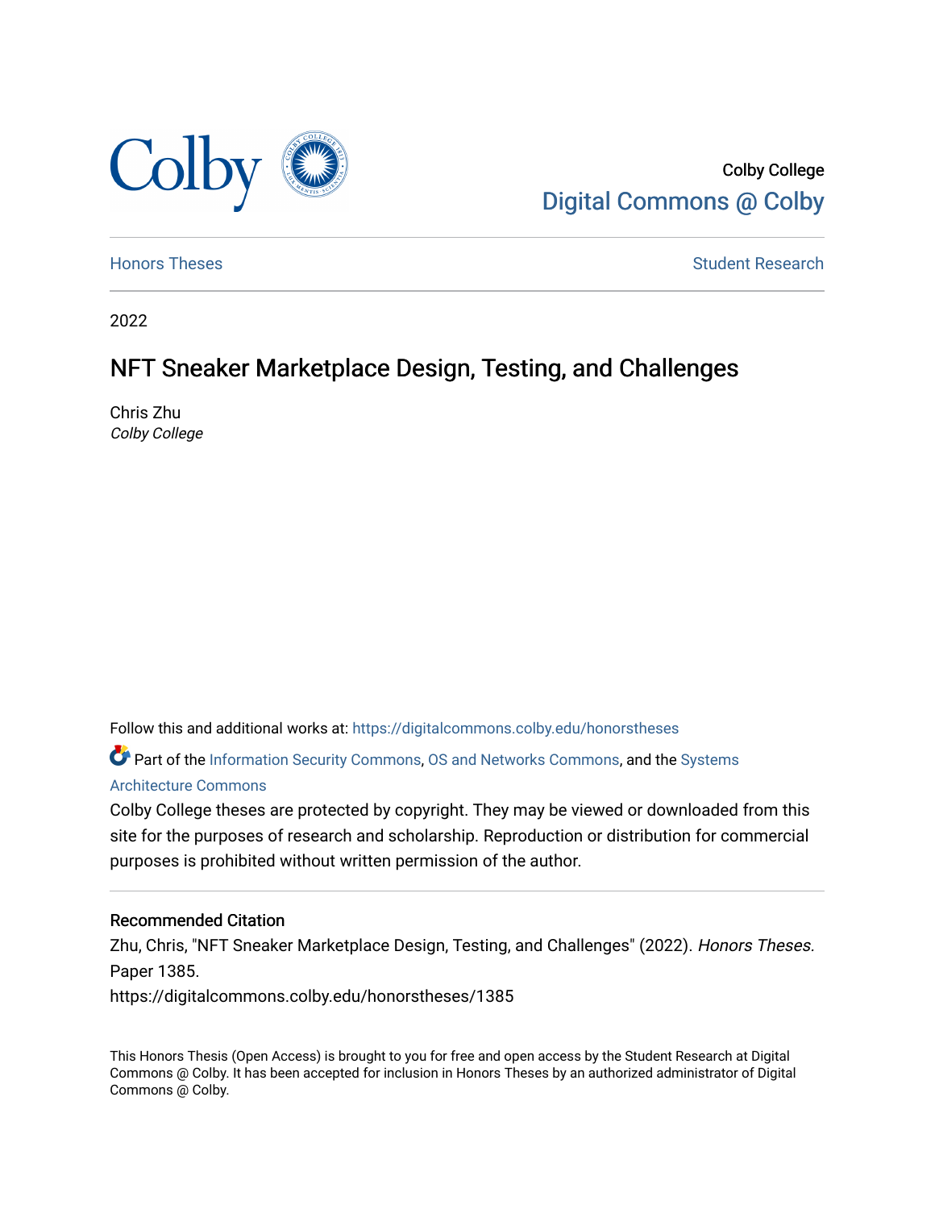Colby College

Digital Commons @ Colby

Honors Theses

Student Research

2022

# NFT Sneaker Marketplace Design, Testing, and Challenges

Chris Zhu

*Colby College*

Follow this and additional works at: https://digitalcommons.colby.edu/honorstheses

Part of the Information Security Commons, OS and Networks Commons, and the Systems Architecture Commons

Colby College theses are protected by copyright. They may be viewed or downloaded from this site for the purposes of research and scholarship. Reproduction or distribution for commercial purposes is prohibited without written permission of the author.

## Recommended Citation

Zhu, Chris, "NFT Sneaker Marketplace Design, Testing, and Challenges" (2022). *Honors Theses.* Paper 1385.
https://digitalcommons.colby.edu/honorstheses/1385

This Honors Thesis (Open Access) is brought to you for free and open access by the Student Research at Digital Commons @ Colby. It has been accepted for inclusion in Honors Theses by an authorized administrator of Digital Commons @ Colby.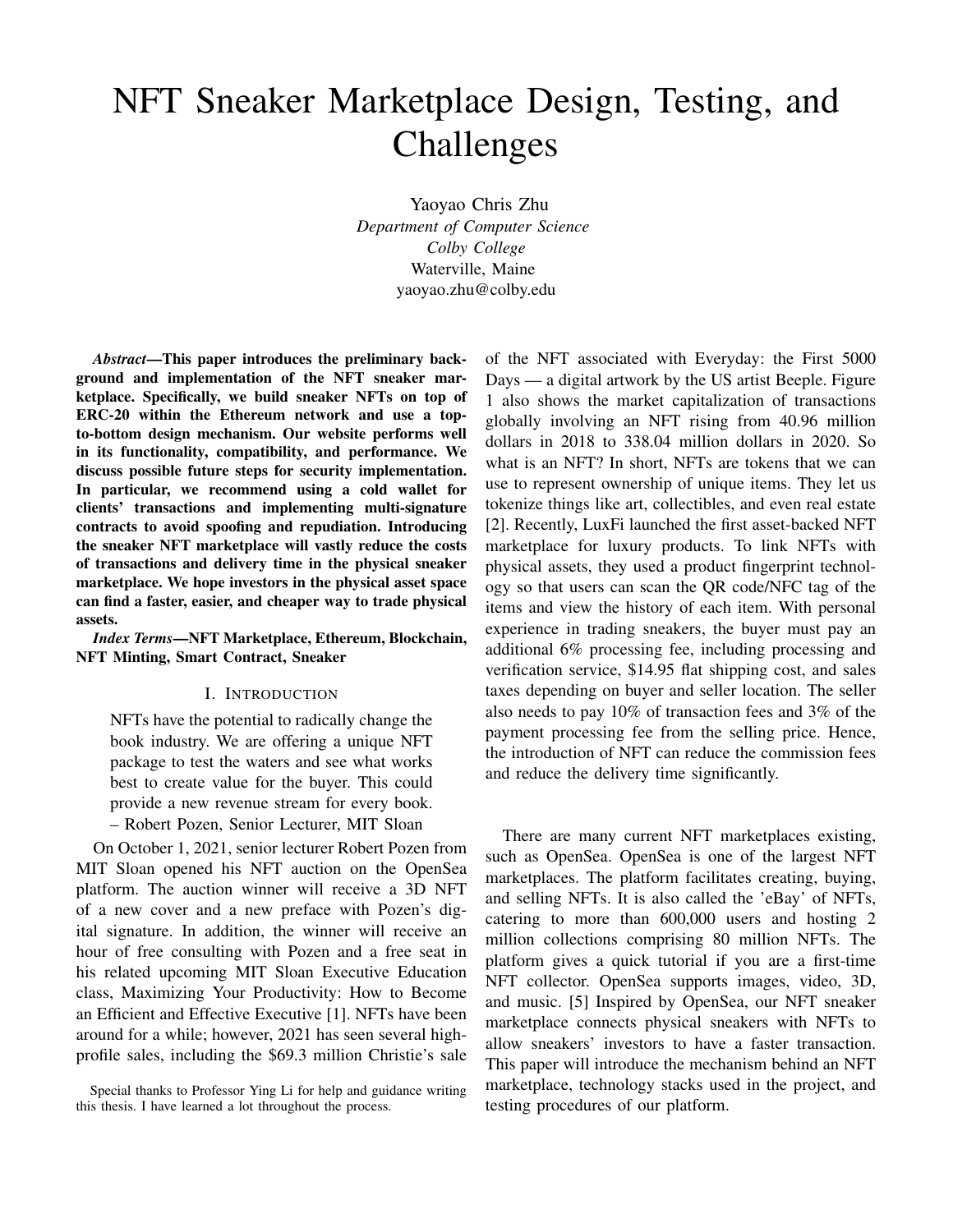# NFT Sneaker Marketplace Design, Testing, and Challenges

Yaoyao Chris Zhu
*Department of Computer Science*
*Colby College*
Waterville, Maine
yaoyao.zhu@colby.edu

***Abstract*—This paper introduces the preliminary background and implementation of the NFT sneaker marketplace. Specifically, we build sneaker NFTs on top of ERC-20 within the Ethereum network and use a top-to-bottom design mechanism. Our website performs well in its functionality, compatibility, and performance. We discuss possible future steps for security implementation. In particular, we recommend using a cold wallet for clients' transactions and implementing multi-signature contracts to avoid spoofing and repudiation. Introducing the sneaker NFT marketplace will vastly reduce the costs of transactions and delivery time in the physical sneaker marketplace. We hope investors in the physical asset space can find a faster, easier, and cheaper way to trade physical assets.**

***Index Terms*—NFT Marketplace, Ethereum, Blockchain, NFT Minting, Smart Contract, Sneaker**

## I. Introduction

> NFTs have the potential to radically change the book industry. We are offering a unique NFT package to test the waters and see what works best to create value for the buyer. This could provide a new revenue stream for every book.
> – Robert Pozen, Senior Lecturer, MIT Sloan

On October 1, 2021, senior lecturer Robert Pozen from MIT Sloan opened his NFT auction on the OpenSea platform. The auction winner will receive a 3D NFT of a new cover and a new preface with Pozen's digital signature. In addition, the winner will receive an hour of free consulting with Pozen and a free seat in his related upcoming MIT Sloan Executive Education class, Maximizing Your Productivity: How to Become an Efficient and Effective Executive [1]. NFTs have been around for a while; however, 2021 has seen several high-profile sales, including the $69.3 million Christie's sale of the NFT associated with Everyday: the First 5000 Days — a digital artwork by the US artist Beeple. Figure 1 also shows the market capitalization of transactions globally involving an NFT rising from 40.96 million dollars in 2018 to 338.04 million dollars in 2020. So what is an NFT? In short, NFTs are tokens that we can use to represent ownership of unique items. They let us tokenize things like art, collectibles, and even real estate [2]. Recently, LuxFi launched the first asset-backed NFT marketplace for luxury products. To link NFTs with physical assets, they used a product fingerprint technology so that users can scan the QR code/NFC tag of the items and view the history of each item. With personal experience in trading sneakers, the buyer must pay an additional 6% processing fee, including processing and verification service, $14.95 flat shipping cost, and sales taxes depending on buyer and seller location. The seller also needs to pay 10% of transaction fees and 3% of the payment processing fee from the selling price. Hence, the introduction of NFT can reduce the commission fees and reduce the delivery time significantly.

There are many current NFT marketplaces existing, such as OpenSea. OpenSea is one of the largest NFT marketplaces. The platform facilitates creating, buying, and selling NFTs. It is also called the 'eBay' of NFTs, catering to more than 600,000 users and hosting 2 million collections comprising 80 million NFTs. The platform gives a quick tutorial if you are a first-time NFT collector. OpenSea supports images, video, 3D, and music. [5] Inspired by OpenSea, our NFT sneaker marketplace connects physical sneakers with NFTs to allow sneakers' investors to have a faster transaction. This paper will introduce the mechanism behind an NFT marketplace, technology stacks used in the project, and testing procedures of our platform.

Special thanks to Professor Ying Li for help and guidance writing this thesis. I have learned a lot throughout the process.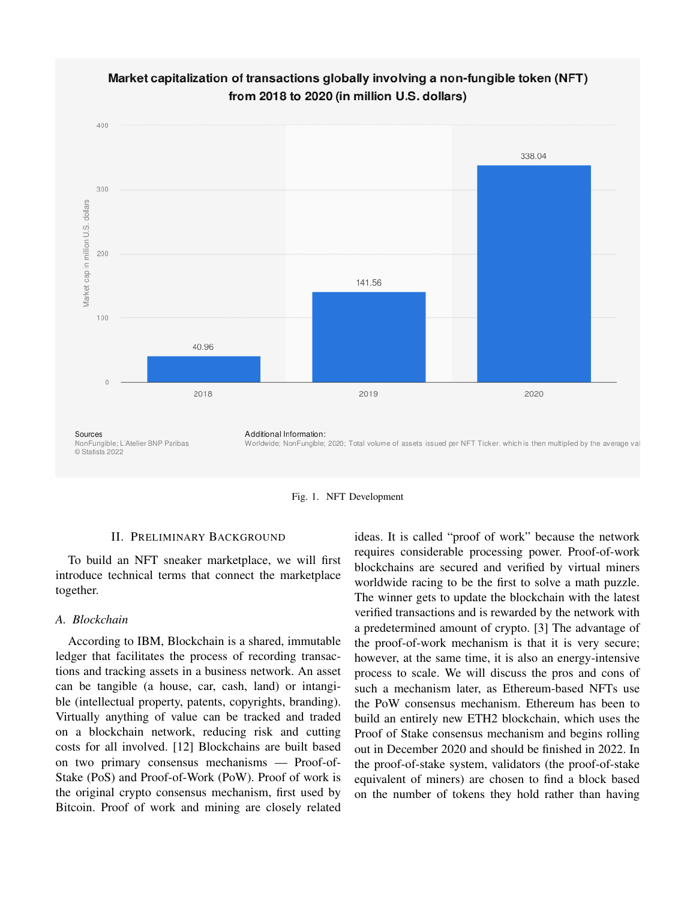Fig. 1. NFT Development

## II. Preliminary Background

To build an NFT sneaker marketplace, we will first introduce technical terms that connect the marketplace together.

### A. Blockchain

According to IBM, Blockchain is a shared, immutable ledger that facilitates the process of recording transactions and tracking assets in a business network. An asset can be tangible (a house, car, cash, land) or intangible (intellectual property, patents, copyrights, branding). Virtually anything of value can be tracked and traded on a blockchain network, reducing risk and cutting costs for all involved. [12] Blockchains are built based on two primary consensus mechanisms — Proof-of-Stake (PoS) and Proof-of-Work (PoW). Proof of work is the original crypto consensus mechanism, first used by Bitcoin. Proof of work and mining are closely related ideas. It is called "proof of work" because the network requires considerable processing power. Proof-of-work blockchains are secured and verified by virtual miners worldwide racing to be the first to solve a math puzzle. The winner gets to update the blockchain with the latest verified transactions and is rewarded by the network with a predetermined amount of crypto. [3] The advantage of the proof-of-work mechanism is that it is very secure; however, at the same time, it is also an energy-intensive process to scale. We will discuss the pros and cons of such a mechanism later, as Ethereum-based NFTs use the PoW consensus mechanism. Ethereum has been to build an entirely new ETH2 blockchain, which uses the Proof of Stake consensus mechanism and begins rolling out in December 2020 and should be finished in 2022. In the proof-of-stake system, validators (the proof-of-stake equivalent of miners) are chosen to find a block based on the number of tokens they hold rather than having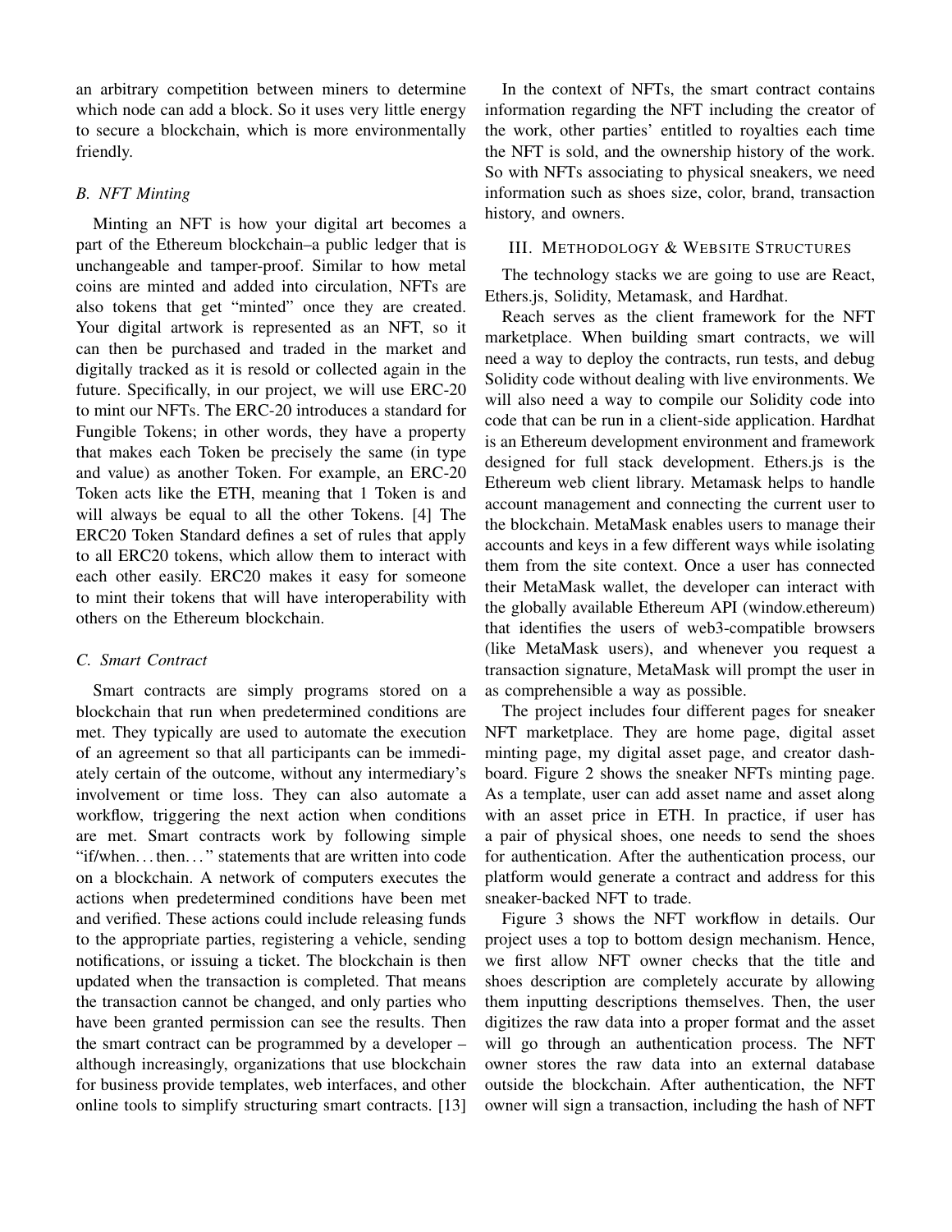an arbitrary competition between miners to determine which node can add a block. So it uses very little energy to secure a blockchain, which is more environmentally friendly.

### *B. NFT Minting*

Minting an NFT is how your digital art becomes a part of the Ethereum blockchain–a public ledger that is unchangeable and tamper-proof. Similar to how metal coins are minted and added into circulation, NFTs are also tokens that get "minted" once they are created. Your digital artwork is represented as an NFT, so it can then be purchased and traded in the market and digitally tracked as it is resold or collected again in the future. Specifically, in our project, we will use ERC-20 to mint our NFTs. The ERC-20 introduces a standard for Fungible Tokens; in other words, they have a property that makes each Token be precisely the same (in type and value) as another Token. For example, an ERC-20 Token acts like the ETH, meaning that 1 Token is and will always be equal to all the other Tokens. [4] The ERC20 Token Standard defines a set of rules that apply to all ERC20 tokens, which allow them to interact with each other easily. ERC20 makes it easy for someone to mint their tokens that will have interoperability with others on the Ethereum blockchain.

### *C. Smart Contract*

Smart contracts are simply programs stored on a blockchain that run when predetermined conditions are met. They typically are used to automate the execution of an agreement so that all participants can be immediately certain of the outcome, without any intermediary's involvement or time loss. They can also automate a workflow, triggering the next action when conditions are met. Smart contracts work by following simple "if/when. . . then. . . " statements that are written into code on a blockchain. A network of computers executes the actions when predetermined conditions have been met and verified. These actions could include releasing funds to the appropriate parties, registering a vehicle, sending notifications, or issuing a ticket. The blockchain is then updated when the transaction is completed. That means the transaction cannot be changed, and only parties who have been granted permission can see the results. Then the smart contract can be programmed by a developer – although increasingly, organizations that use blockchain for business provide templates, web interfaces, and other online tools to simplify structuring smart contracts. [13]

In the context of NFTs, the smart contract contains information regarding the NFT including the creator of the work, other parties' entitled to royalties each time the NFT is sold, and the ownership history of the work. So with NFTs associating to physical sneakers, we need information such as shoes size, color, brand, transaction history, and owners.

## III. Methodology & Website Structures

The technology stacks we are going to use are React, Ethers.js, Solidity, Metamask, and Hardhat.

Reach serves as the client framework for the NFT marketplace. When building smart contracts, we will need a way to deploy the contracts, run tests, and debug Solidity code without dealing with live environments. We will also need a way to compile our Solidity code into code that can be run in a client-side application. Hardhat is an Ethereum development environment and framework designed for full stack development. Ethers.js is the Ethereum web client library. Metamask helps to handle account management and connecting the current user to the blockchain. MetaMask enables users to manage their accounts and keys in a few different ways while isolating them from the site context. Once a user has connected their MetaMask wallet, the developer can interact with the globally available Ethereum API (window.ethereum) that identifies the users of web3-compatible browsers (like MetaMask users), and whenever you request a transaction signature, MetaMask will prompt the user in as comprehensible a way as possible.

The project includes four different pages for sneaker NFT marketplace. They are home page, digital asset minting page, my digital asset page, and creator dashboard. Figure 2 shows the sneaker NFTs minting page. As a template, user can add asset name and asset along with an asset price in ETH. In practice, if user has a pair of physical shoes, one needs to send the shoes for authentication. After the authentication process, our platform would generate a contract and address for this sneaker-backed NFT to trade.

Figure 3 shows the NFT workflow in details. Our project uses a top to bottom design mechanism. Hence, we first allow NFT owner checks that the title and shoes description are completely accurate by allowing them inputting descriptions themselves. Then, the user digitizes the raw data into a proper format and the asset will go through an authentication process. The NFT owner stores the raw data into an external database outside the blockchain. After authentication, the NFT owner will sign a transaction, including the hash of NFT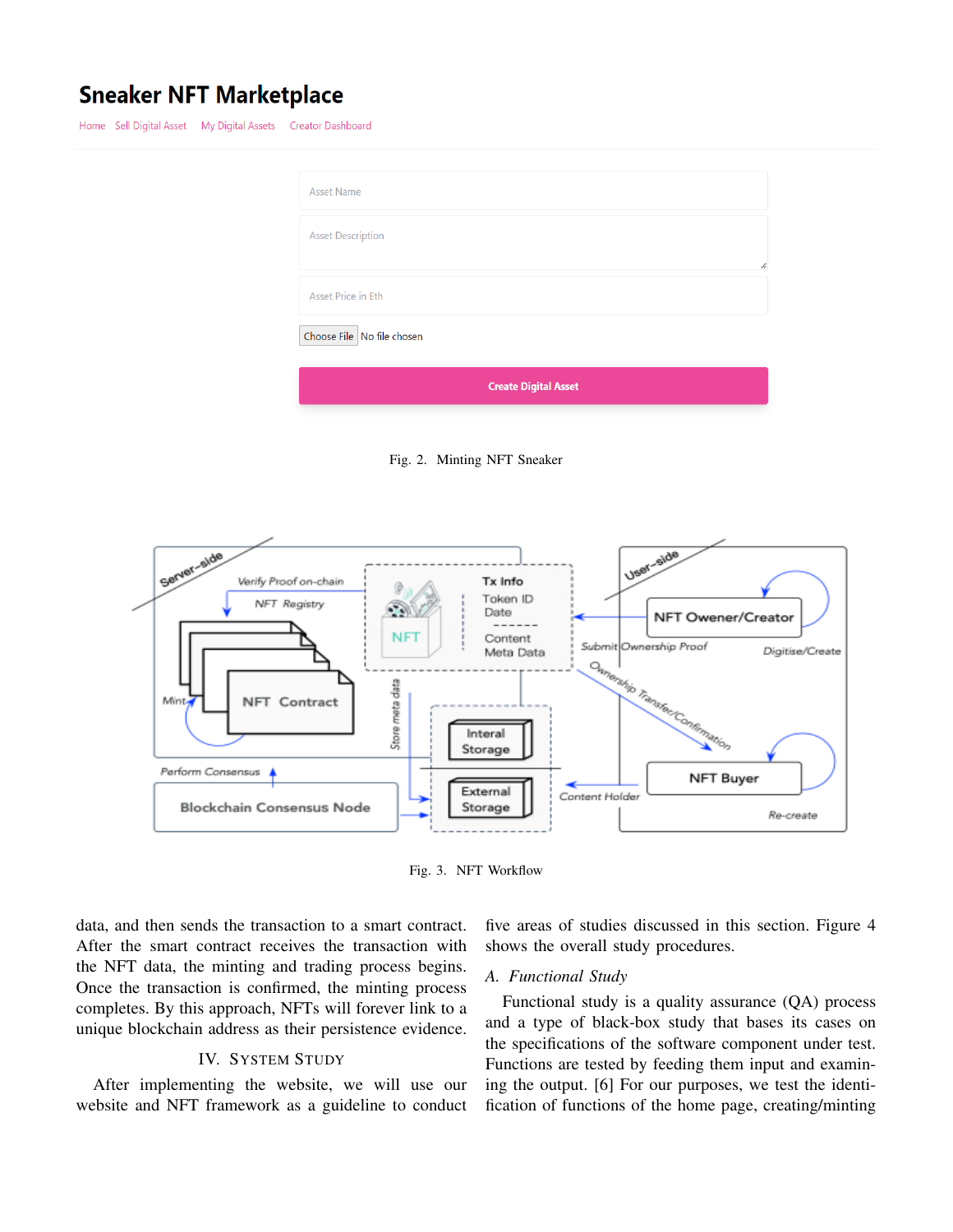Fig. 2. Minting NFT Sneaker

Fig. 3. NFT Workflow

data, and then sends the transaction to a smart contract. After the smart contract receives the transaction with the NFT data, the minting and trading process begins. Once the transaction is confirmed, the minting process completes. By this approach, NFTs will forever link to a unique blockchain address as their persistence evidence.

## IV. System Study

After implementing the website, we will use our website and NFT framework as a guideline to conduct five areas of studies discussed in this section. Figure 4 shows the overall study procedures.

### A. Functional Study

Functional study is a quality assurance (QA) process and a type of black-box study that bases its cases on the specifications of the software component under test. Functions are tested by feeding them input and examining the output. [6] For our purposes, we test the identification of functions of the home page, creating/minting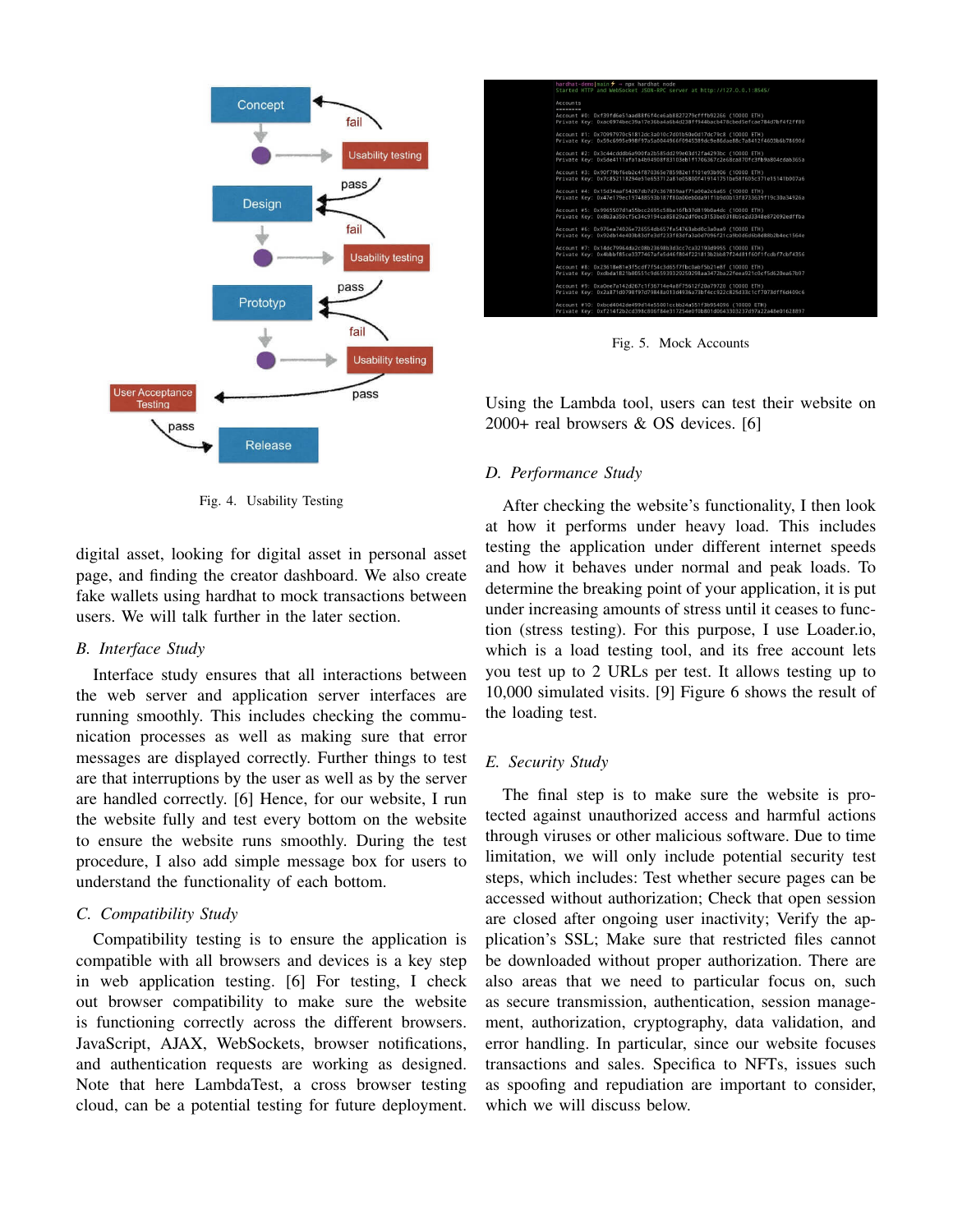Fig. 4. Usability Testing

digital asset, looking for digital asset in personal asset page, and finding the creator dashboard. We also create fake wallets using hardhat to mock transactions between users. We will talk further in the later section.

### B. Interface Study

Interface study ensures that all interactions between the web server and application server interfaces are running smoothly. This includes checking the communication processes as well as making sure that error messages are displayed correctly. Further things to test are that interruptions by the user as well as by the server are handled correctly. [6] Hence, for our website, I run the website fully and test every bottom on the website to ensure the website runs smoothly. During the test procedure, I also add simple message box for users to understand the functionality of each bottom.

### C. Compatibility Study

Compatibility testing is to ensure the application is compatible with all browsers and devices is a key step in web application testing. [6] For testing, I check out browser compatibility to make sure the website is functioning correctly across the different browsers. JavaScript, AJAX, WebSockets, browser notifications, and authentication requests are working as designed. Note that here LambdaTest, a cross browser testing cloud, can be a potential testing for future deployment.

Fig. 5. Mock Accounts

Using the Lambda tool, users can test their website on 2000+ real browsers & OS devices. [6]

### D. Performance Study

After checking the website's functionality, I then look at how it performs under heavy load. This includes testing the application under different internet speeds and how it behaves under normal and peak loads. To determine the breaking point of your application, it is put under increasing amounts of stress until it ceases to function (stress testing). For this purpose, I use Loader.io, which is a load testing tool, and its free account lets you test up to 2 URLs per test. It allows testing up to 10,000 simulated visits. [9] Figure 6 shows the result of the loading test.

### E. Security Study

The final step is to make sure the website is protected against unauthorized access and harmful actions through viruses or other malicious software. Due to time limitation, we will only include potential security test steps, which includes: Test whether secure pages can be accessed without authorization; Check that open session are closed after ongoing user inactivity; Verify the application's SSL; Make sure that restricted files cannot be downloaded without proper authorization. There are also areas that we need to particular focus on, such as secure transmission, authentication, session management, authorization, cryptography, data validation, and error handling. In particular, since our website focuses transactions and sales. Specifica to NFTs, issues such as spoofing and repudiation are important to consider, which we will discuss below.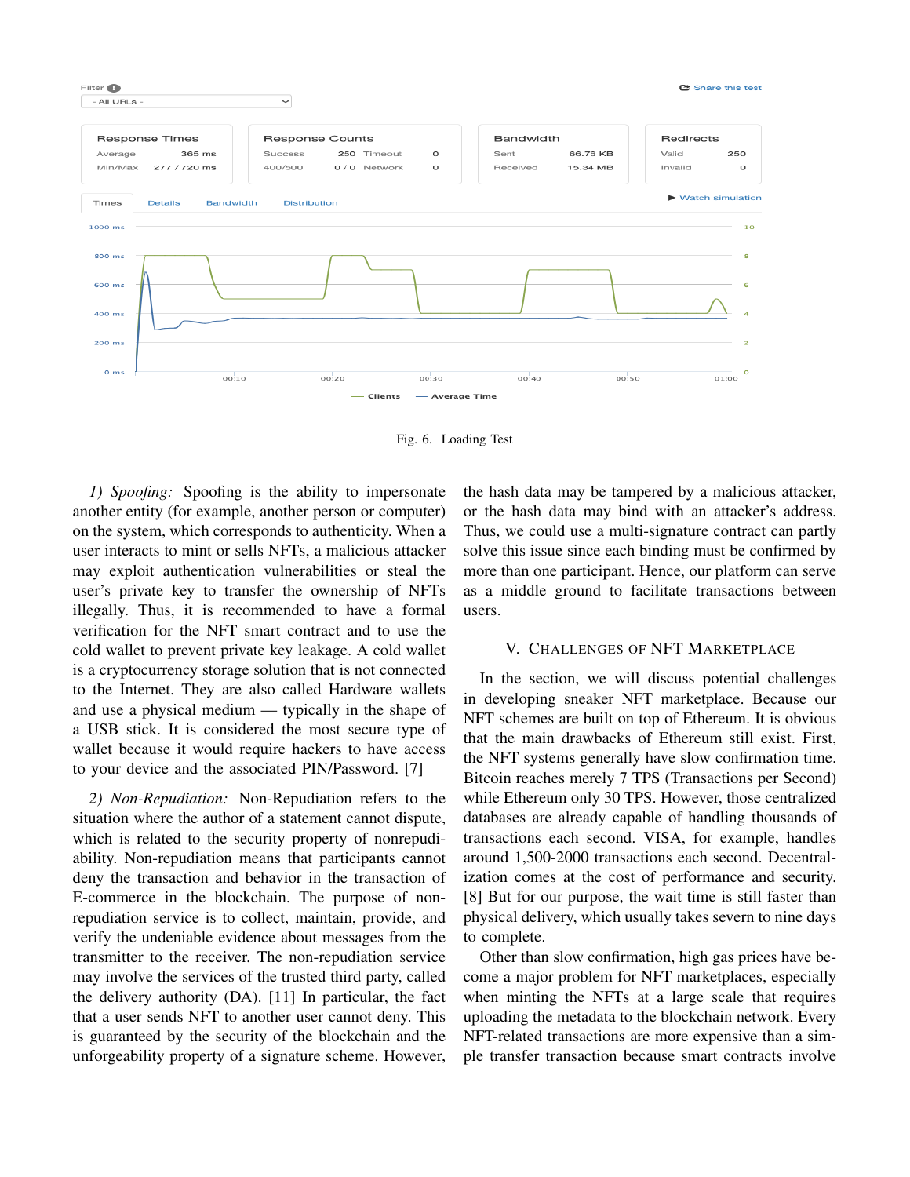| Response Times | | |
|---|---|---|
| Average | 365 ms | |
| Min/Max | 277 / 720 ms | |

| Response Counts | | | |
|---|---|---|---|
| Success | 250 | Timeout | 0 |
| 400/500 | 0 / 0 | Network | 0 |

| Bandwidth | |
|---|---|
| Sent | 66.75 KB |
| Received | 15.34 MB |

| Redirects | |
|---|---|
| Valid | 250 |
| Invalid | 0 |

Fig. 6. Loading Test

*1) Spoofing:* Spoofing is the ability to impersonate another entity (for example, another person or computer) on the system, which corresponds to authenticity. When a user interacts to mint or sells NFTs, a malicious attacker may exploit authentication vulnerabilities or steal the user's private key to transfer the ownership of NFTs illegally. Thus, it is recommended to have a formal verification for the NFT smart contract and to use the cold wallet to prevent private key leakage. A cold wallet is a cryptocurrency storage solution that is not connected to the Internet. They are also called Hardware wallets and use a physical medium — typically in the shape of a USB stick. It is considered the most secure type of wallet because it would require hackers to have access to your device and the associated PIN/Password. [7]

*2) Non-Repudiation:* Non-Repudiation refers to the situation where the author of a statement cannot dispute, which is related to the security property of nonrepudiability. Non-repudiation means that participants cannot deny the transaction and behavior in the transaction of E-commerce in the blockchain. The purpose of non-repudiation service is to collect, maintain, provide, and verify the undeniable evidence about messages from the transmitter to the receiver. The non-repudiation service may involve the services of the trusted third party, called the delivery authority (DA). [11] In particular, the fact that a user sends NFT to another user cannot deny. This is guaranteed by the security of the blockchain and the unforgeability property of a signature scheme. However, the hash data may be tampered by a malicious attacker, or the hash data may bind with an attacker's address. Thus, we could use a multi-signature contract can partly solve this issue since each binding must be confirmed by more than one participant. Hence, our platform can serve as a middle ground to facilitate transactions between users.

## V. Challenges of NFT Marketplace

In the section, we will discuss potential challenges in developing sneaker NFT marketplace. Because our NFT schemes are built on top of Ethereum. It is obvious that the main drawbacks of Ethereum still exist. First, the NFT systems generally have slow confirmation time. Bitcoin reaches merely 7 TPS (Transactions per Second) while Ethereum only 30 TPS. However, those centralized databases are already capable of handling thousands of transactions each second. VISA, for example, handles around 1,500-2000 transactions each second. Decentralization comes at the cost of performance and security. [8] But for our purpose, the wait time is still faster than physical delivery, which usually takes severn to nine days to complete.

Other than slow confirmation, high gas prices have become a major problem for NFT marketplaces, especially when minting the NFTs at a large scale that requires uploading the metadata to the blockchain network. Every NFT-related transactions are more expensive than a simple transfer transaction because smart contracts involve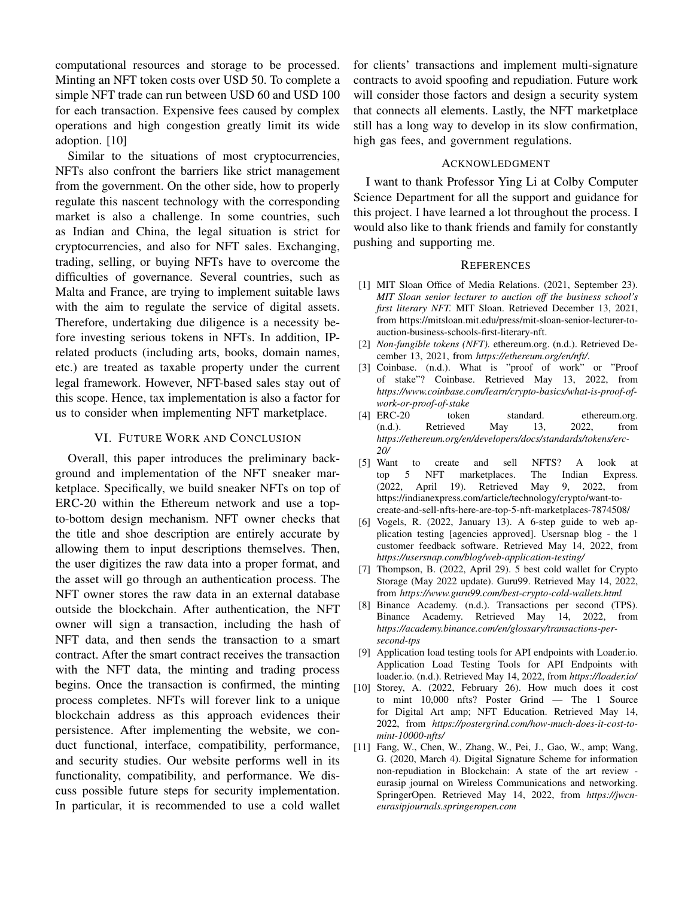computational resources and storage to be processed. Minting an NFT token costs over USD 50. To complete a simple NFT trade can run between USD 60 and USD 100 for each transaction. Expensive fees caused by complex operations and high congestion greatly limit its wide adoption. [10]

Similar to the situations of most cryptocurrencies, NFTs also confront the barriers like strict management from the government. On the other side, how to properly regulate this nascent technology with the corresponding market is also a challenge. In some countries, such as Indian and China, the legal situation is strict for cryptocurrencies, and also for NFT sales. Exchanging, trading, selling, or buying NFTs have to overcome the difficulties of governance. Several countries, such as Malta and France, are trying to implement suitable laws with the aim to regulate the service of digital assets. Therefore, undertaking due diligence is a necessity before investing serious tokens in NFTs. In addition, IP-related products (including arts, books, domain names, etc.) are treated as taxable property under the current legal framework. However, NFT-based sales stay out of this scope. Hence, tax implementation is also a factor for us to consider when implementing NFT marketplace.

## VI. Future Work and Conclusion

Overall, this paper introduces the preliminary background and implementation of the NFT sneaker marketplace. Specifically, we build sneaker NFTs on top of ERC-20 within the Ethereum network and use a top-to-bottom design mechanism. NFT owner checks that the title and shoe description are entirely accurate by allowing them to input descriptions themselves. Then, the user digitizes the raw data into a proper format, and the asset will go through an authentication process. The NFT owner stores the raw data in an external database outside the blockchain. After authentication, the NFT owner will sign a transaction, including the hash of NFT data, and then sends the transaction to a smart contract. After the smart contract receives the transaction with the NFT data, the minting and trading process begins. Once the transaction is confirmed, the minting process completes. NFTs will forever link to a unique blockchain address as this approach evidences their persistence. After implementing the website, we conduct functional, interface, compatibility, performance, and security studies. Our website performs well in its functionality, compatibility, and performance. We discuss possible future steps for security implementation. In particular, it is recommended to use a cold wallet for clients' transactions and implement multi-signature contracts to avoid spoofing and repudiation. Future work will consider those factors and design a security system that connects all elements. Lastly, the NFT marketplace still has a long way to develop in its slow confirmation, high gas fees, and government regulations.

## Acknowledgment

I want to thank Professor Ying Li at Colby Computer Science Department for all the support and guidance for this project. I have learned a lot throughout the process. I would also like to thank friends and family for constantly pushing and supporting me.

## References

[1] MIT Sloan Office of Media Relations. (2021, September 23). *MIT Sloan senior lecturer to auction off the business school's first literary NFT.* MIT Sloan. Retrieved December 13, 2021, from https://mitsloan.mit.edu/press/mit-sloan-senior-lecturer-to-auction-business-schools-first-literary-nft.

[2] *Non-fungible tokens (NFT).* ethereum.org. (n.d.). Retrieved December 13, 2021, from *https://ethereum.org/en/nft/*.

[3] Coinbase. (n.d.). What is "proof of work" or "Proof of stake"? Coinbase. Retrieved May 13, 2022, from *https://www.coinbase.com/learn/crypto-basics/what-is-proof-of-work-or-proof-of-stake*

[4] ERC-20 token standard. ethereum.org. (n.d.). Retrieved May 13, 2022, from *https://ethereum.org/en/developers/docs/standards/tokens/erc-20/*

[5] Want to create and sell NFTS? A look at top 5 NFT marketplaces. The Indian Express. (2022, April 19). Retrieved May 9, 2022, from https://indianexpress.com/article/technology/crypto/want-to-create-and-sell-nfts-here-are-top-5-nft-marketplaces-7874508/

[6] Vogels, R. (2022, January 13). A 6-step guide to web application testing [agencies approved]. Usersnap blog - the 1 customer feedback software. Retrieved May 14, 2022, from *https://usersnap.com/blog/web-application-testing/*

[7] Thompson, B. (2022, April 29). 5 best cold wallet for Crypto Storage (May 2022 update). Guru99. Retrieved May 14, 2022, from *https://www.guru99.com/best-crypto-cold-wallets.html*

[8] Binance Academy. (n.d.). Transactions per second (TPS). Binance Academy. Retrieved May 14, 2022, from *https://academy.binance.com/en/glossary/transactions-per-second-tps*

[9] Application load testing tools for API endpoints with Loader.io. Application Load Testing Tools for API Endpoints with loader.io. (n.d.). Retrieved May 14, 2022, from *https://loader.io/*

[10] Storey, A. (2022, February 26). How much does it cost to mint 10,000 nfts? Poster Grind — The 1 Source for Digital Art amp; NFT Education. Retrieved May 14, 2022, from *https://postergrind.com/how-much-does-it-cost-to-mint-10000-nfts/*

[11] Fang, W., Chen, W., Zhang, W., Pei, J., Gao, W., amp; Wang, G. (2020, March 4). Digital Signature Scheme for information non-repudiation in Blockchain: A state of the art review - eurasip journal on Wireless Communications and networking. SpringerOpen. Retrieved May 14, 2022, from *https://jwcn-eurasipjournals.springeropen.com*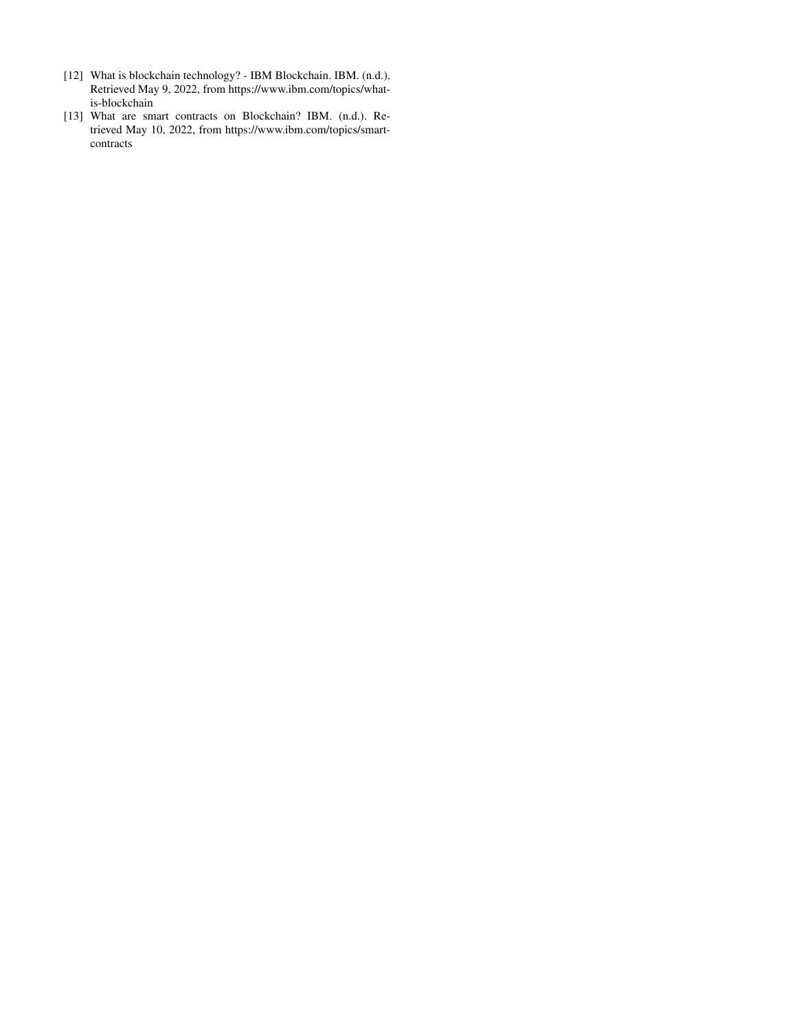[12] What is blockchain technology? - IBM Blockchain. IBM. (n.d.). Retrieved May 9, 2022, from https://www.ibm.com/topics/what-is-blockchain

[13] What are smart contracts on Blockchain? IBM. (n.d.). Retrieved May 10, 2022, from https://www.ibm.com/topics/smart-contracts